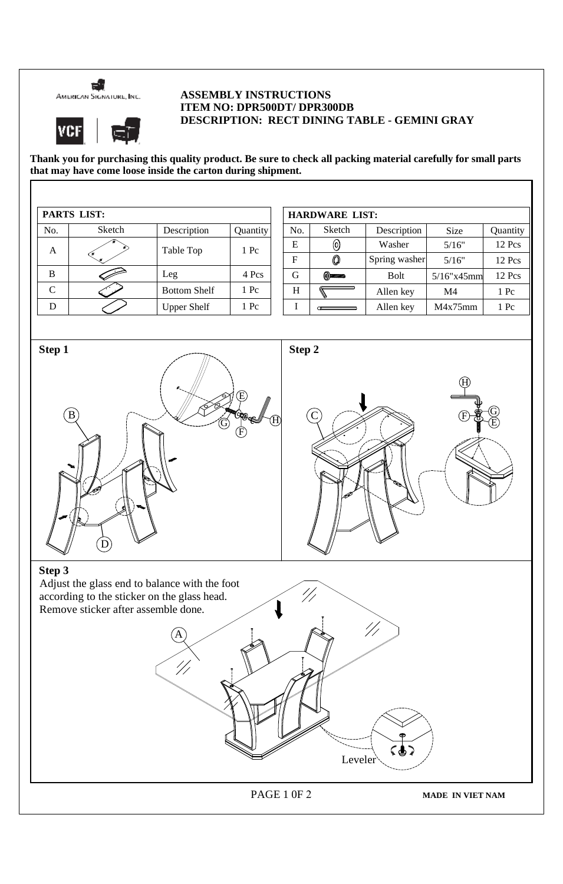American Signature, Inc.

VCF

**ASSEMBLY INSTRUCTIONS**
**ITEM NO: DPR500DT/ DPR300DB**
**DESCRIPTION: RECT DINING TABLE - GEMINI GRAY**

**Thank you for purchasing this quality product. Be sure to check all packing material carefully for small parts that may have come loose inside the carton during shipment.**

| **PARTS LIST:** | | | |
|---|---|---|---|
| No. | Sketch | Description | Quantity |
| A | | Table Top | 1 Pc |
| B | | Leg | 4 Pcs |
| C | | Bottom Shelf | 1 Pc |
| D | | Upper Shelf | 1 Pc |

| **HARDWARE LIST:** | | | | |
|---|---|---|---|---|
| No. | Sketch | Description | Size | Quantity |
| E | | Washer | 5/16" | 12 Pcs |
| F | | Spring washer | 5/16" | 12 Pcs |
| G | | Bolt | 5/16"x45mm | 12 Pcs |
| H | | Allen key | M4 | 1 Pc |
| I | | Allen key | M4x75mm | 1 Pc |

**Step 1**

B E G H F D

**Step 2**

C H F G E

**Step 3**

Adjust the glass end to balance with the foot according to the sticker on the glass head. Remove sticker after assemble done.

A

Leveler

**MADE IN VIET NAM**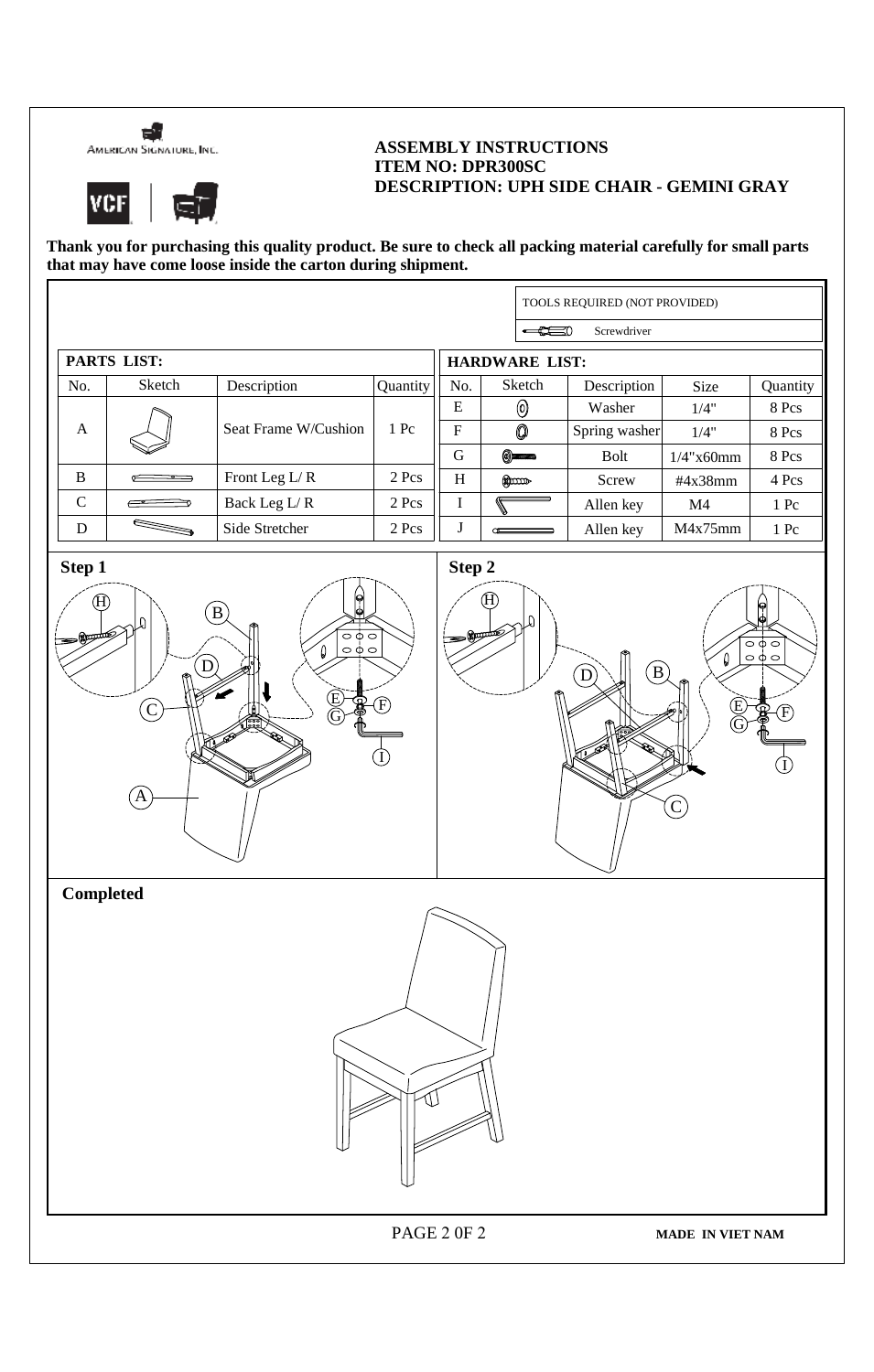AMERICAN SIGNATURE, INC.

VCF

**ASSEMBLY INSTRUCTIONS**
**ITEM NO: DPR300SC**
**DESCRIPTION: UPH SIDE CHAIR - GEMINI GRAY**

**Thank you for purchasing this quality product. Be sure to check all packing material carefully for small parts that may have come loose inside the carton during shipment.**

| TOOLS REQUIRED (NOT PROVIDED) |
|---|
| Screwdriver |

**PARTS LIST:**

| No. | Sketch | Description | Quantity |
|---|---|---|---|
| A | | Seat Frame W/Cushion | 1 Pc |
| B | | Front Leg L/ R | 2 Pcs |
| C | | Back Leg L/ R | 2 Pcs |
| D | | Side Stretcher | 2 Pcs |

**HARDWARE LIST:**

| No. | Sketch | Description | Size | Quantity |
|---|---|---|---|---|
| E | | Washer | 1/4" | 8 Pcs |
| F | | Spring washer | 1/4" | 8 Pcs |
| G | | Bolt | 1/4"x60mm | 8 Pcs |
| H | | Screw | #4x38mm | 4 Pcs |
| I | | Allen key | M4 | 1 Pc |
| J | | Allen key | M4x75mm | 1 Pc |

**Step 1**

H B D C E F G I A

**Step 2**

H D B E F G I C

**Completed**

MADE IN VIET NAM